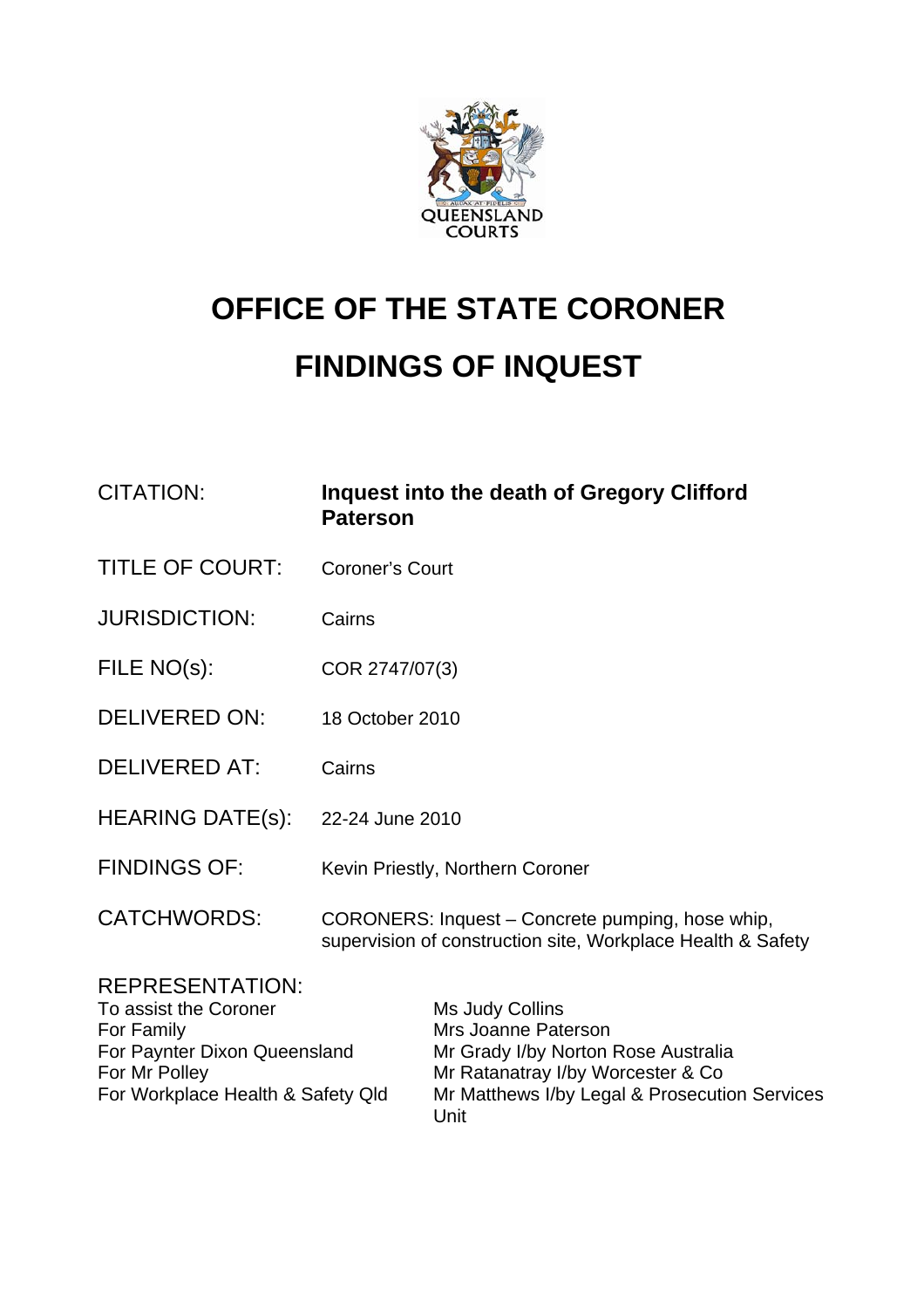# OFFICE OF THE STATE CORONER

# FINDINGS OF INQUEST

| | |
|---|---|
| CITATION: | **Inquest into the death of Gregory Clifford Paterson** |
| TITLE OF COURT: | Coroner's Court |
| JURISDICTION: | Cairns |
| FILE NO(s): | COR 2747/07(3) |
| DELIVERED ON: | 18 October 2010 |
| DELIVERED AT: | Cairns |
| HEARING DATE(s): | 22-24 June 2010 |
| FINDINGS OF: | Kevin Priestly, Northern Coroner |
| CATCHWORDS: | CORONERS: Inquest – Concrete pumping, hose whip, supervision of construction site, Workplace Health & Safety |

REPRESENTATION:

| | |
|---|---|
| To assist the Coroner | Ms Judy Collins |
| For Family | Mrs Joanne Paterson |
| For Paynter Dixon Queensland | Mr Grady I/by Norton Rose Australia |
| For Mr Polley | Mr Ratanatray I/by Worcester & Co |
| For Workplace Health & Safety Qld | Mr Matthews I/by Legal & Prosecution Services Unit |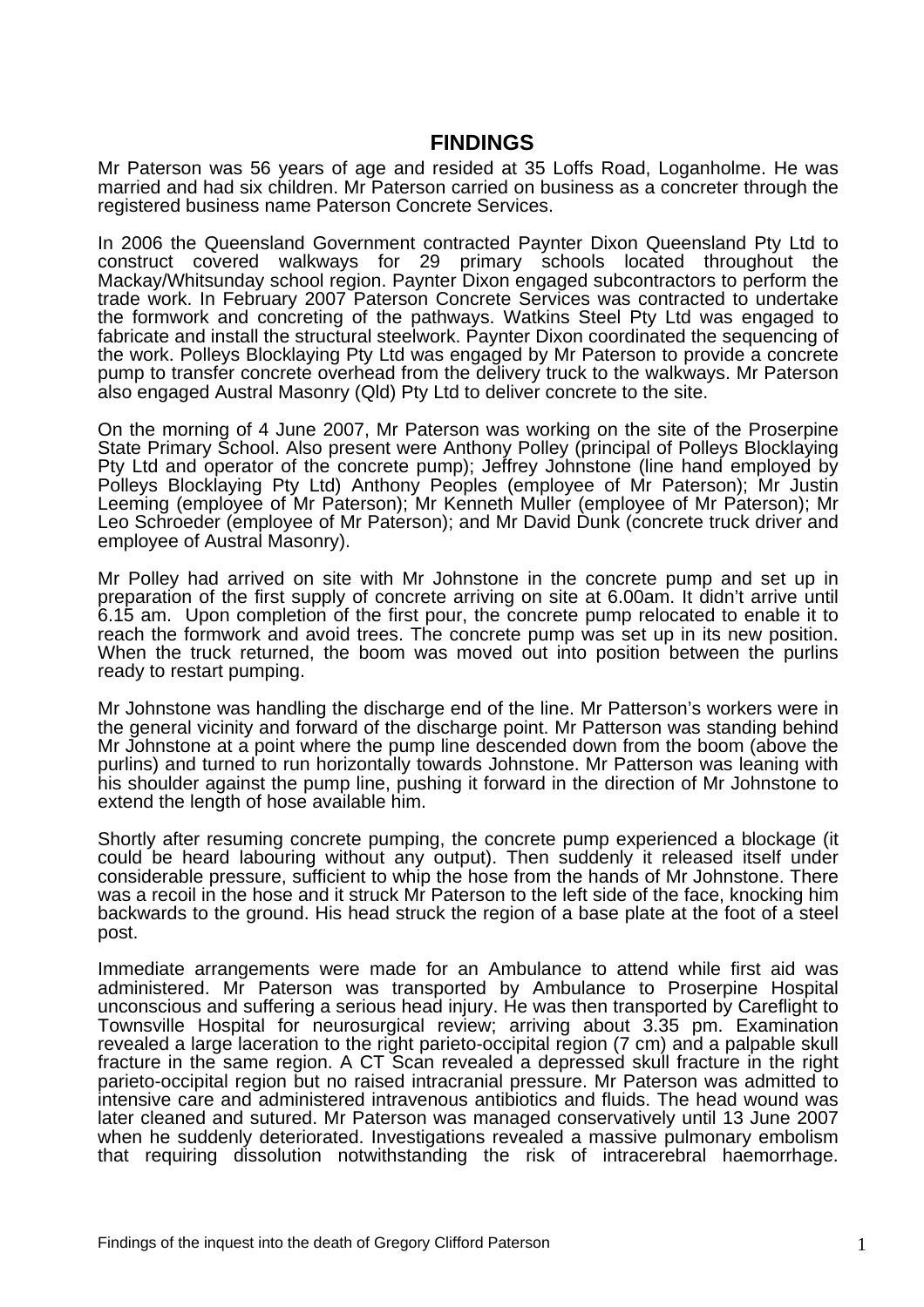## FINDINGS

Mr Paterson was 56 years of age and resided at 35 Loffs Road, Loganholme. He was married and had six children. Mr Paterson carried on business as a concreter through the registered business name Paterson Concrete Services.

In 2006 the Queensland Government contracted Paynter Dixon Queensland Pty Ltd to construct covered walkways for 29 primary schools located throughout the Mackay/Whitsunday school region. Paynter Dixon engaged subcontractors to perform the trade work. In February 2007 Paterson Concrete Services was contracted to undertake the formwork and concreting of the pathways. Watkins Steel Pty Ltd was engaged to fabricate and install the structural steelwork. Paynter Dixon coordinated the sequencing of the work. Polleys Blocklaying Pty Ltd was engaged by Mr Paterson to provide a concrete pump to transfer concrete overhead from the delivery truck to the walkways. Mr Paterson also engaged Austral Masonry (Qld) Pty Ltd to deliver concrete to the site.

On the morning of 4 June 2007, Mr Paterson was working on the site of the Proserpine State Primary School. Also present were Anthony Polley (principal of Polleys Blocklaying Pty Ltd and operator of the concrete pump); Jeffrey Johnstone (line hand employed by Polleys Blocklaying Pty Ltd) Anthony Peoples (employee of Mr Paterson); Mr Justin Leeming (employee of Mr Paterson); Mr Kenneth Muller (employee of Mr Paterson); Mr Leo Schroeder (employee of Mr Paterson); and Mr David Dunk (concrete truck driver and employee of Austral Masonry).

Mr Polley had arrived on site with Mr Johnstone in the concrete pump and set up in preparation of the first supply of concrete arriving on site at 6.00am. It didn't arrive until 6.15 am. Upon completion of the first pour, the concrete pump relocated to enable it to reach the formwork and avoid trees. The concrete pump was set up in its new position. When the truck returned, the boom was moved out into position between the purlins ready to restart pumping.

Mr Johnstone was handling the discharge end of the line. Mr Patterson's workers were in the general vicinity and forward of the discharge point. Mr Patterson was standing behind Mr Johnstone at a point where the pump line descended down from the boom (above the purlins) and turned to run horizontally towards Johnstone. Mr Patterson was leaning with his shoulder against the pump line, pushing it forward in the direction of Mr Johnstone to extend the length of hose available him.

Shortly after resuming concrete pumping, the concrete pump experienced a blockage (it could be heard labouring without any output). Then suddenly it released itself under considerable pressure, sufficient to whip the hose from the hands of Mr Johnstone. There was a recoil in the hose and it struck Mr Paterson to the left side of the face, knocking him backwards to the ground. His head struck the region of a base plate at the foot of a steel post.

Immediate arrangements were made for an Ambulance to attend while first aid was administered. Mr Paterson was transported by Ambulance to Proserpine Hospital unconscious and suffering a serious head injury. He was then transported by Careflight to Townsville Hospital for neurosurgical review; arriving about 3.35 pm. Examination revealed a large laceration to the right parieto-occipital region (7 cm) and a palpable skull fracture in the same region. A CT Scan revealed a depressed skull fracture in the right parieto-occipital region but no raised intracranial pressure. Mr Paterson was admitted to intensive care and administered intravenous antibiotics and fluids. The head wound was later cleaned and sutured. Mr Paterson was managed conservatively until 13 June 2007 when he suddenly deteriorated. Investigations revealed a massive pulmonary embolism that requiring dissolution notwithstanding the risk of intracerebral haemorrhage.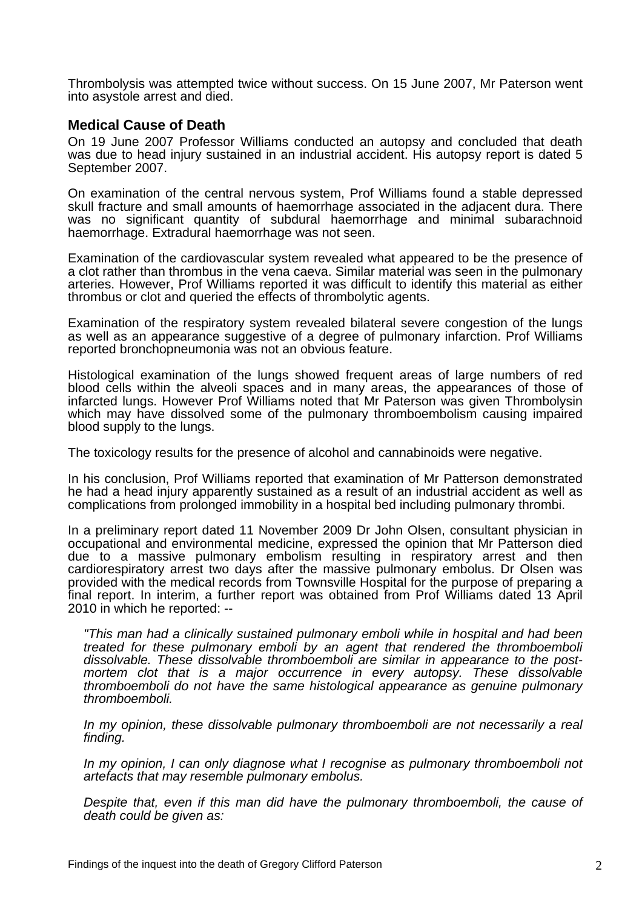Thrombolysis was attempted twice without success. On 15 June 2007, Mr Paterson went into asystole arrest and died.

### Medical Cause of Death

On 19 June 2007 Professor Williams conducted an autopsy and concluded that death was due to head injury sustained in an industrial accident. His autopsy report is dated 5 September 2007.

On examination of the central nervous system, Prof Williams found a stable depressed skull fracture and small amounts of haemorrhage associated in the adjacent dura. There was no significant quantity of subdural haemorrhage and minimal subarachnoid haemorrhage. Extradural haemorrhage was not seen.

Examination of the cardiovascular system revealed what appeared to be the presence of a clot rather than thrombus in the vena caeva. Similar material was seen in the pulmonary arteries. However, Prof Williams reported it was difficult to identify this material as either thrombus or clot and queried the effects of thrombolytic agents.

Examination of the respiratory system revealed bilateral severe congestion of the lungs as well as an appearance suggestive of a degree of pulmonary infarction. Prof Williams reported bronchopneumonia was not an obvious feature.

Histological examination of the lungs showed frequent areas of large numbers of red blood cells within the alveoli spaces and in many areas, the appearances of those of infarcted lungs. However Prof Williams noted that Mr Paterson was given Thrombolysin which may have dissolved some of the pulmonary thromboembolism causing impaired blood supply to the lungs.

The toxicology results for the presence of alcohol and cannabinoids were negative.

In his conclusion, Prof Williams reported that examination of Mr Patterson demonstrated he had a head injury apparently sustained as a result of an industrial accident as well as complications from prolonged immobility in a hospital bed including pulmonary thrombi.

In a preliminary report dated 11 November 2009 Dr John Olsen, consultant physician in occupational and environmental medicine, expressed the opinion that Mr Patterson died due to a massive pulmonary embolism resulting in respiratory arrest and then cardiorespiratory arrest two days after the massive pulmonary embolus. Dr Olsen was provided with the medical records from Townsville Hospital for the purpose of preparing a final report. In interim, a further report was obtained from Prof Williams dated 13 April 2010 in which he reported: --

> *"This man had a clinically sustained pulmonary emboli while in hospital and had been treated for these pulmonary emboli by an agent that rendered the thromboemboli dissolvable. These dissolvable thromboemboli are similar in appearance to the post-mortem clot that is a major occurrence in every autopsy. These dissolvable thromboemboli do not have the same histological appearance as genuine pulmonary thromboemboli.*
>
> *In my opinion, these dissolvable pulmonary thromboemboli are not necessarily a real finding.*
>
> *In my opinion, I can only diagnose what I recognise as pulmonary thromboemboli not artefacts that may resemble pulmonary embolus.*
>
> *Despite that, even if this man did have the pulmonary thromboemboli, the cause of death could be given as:*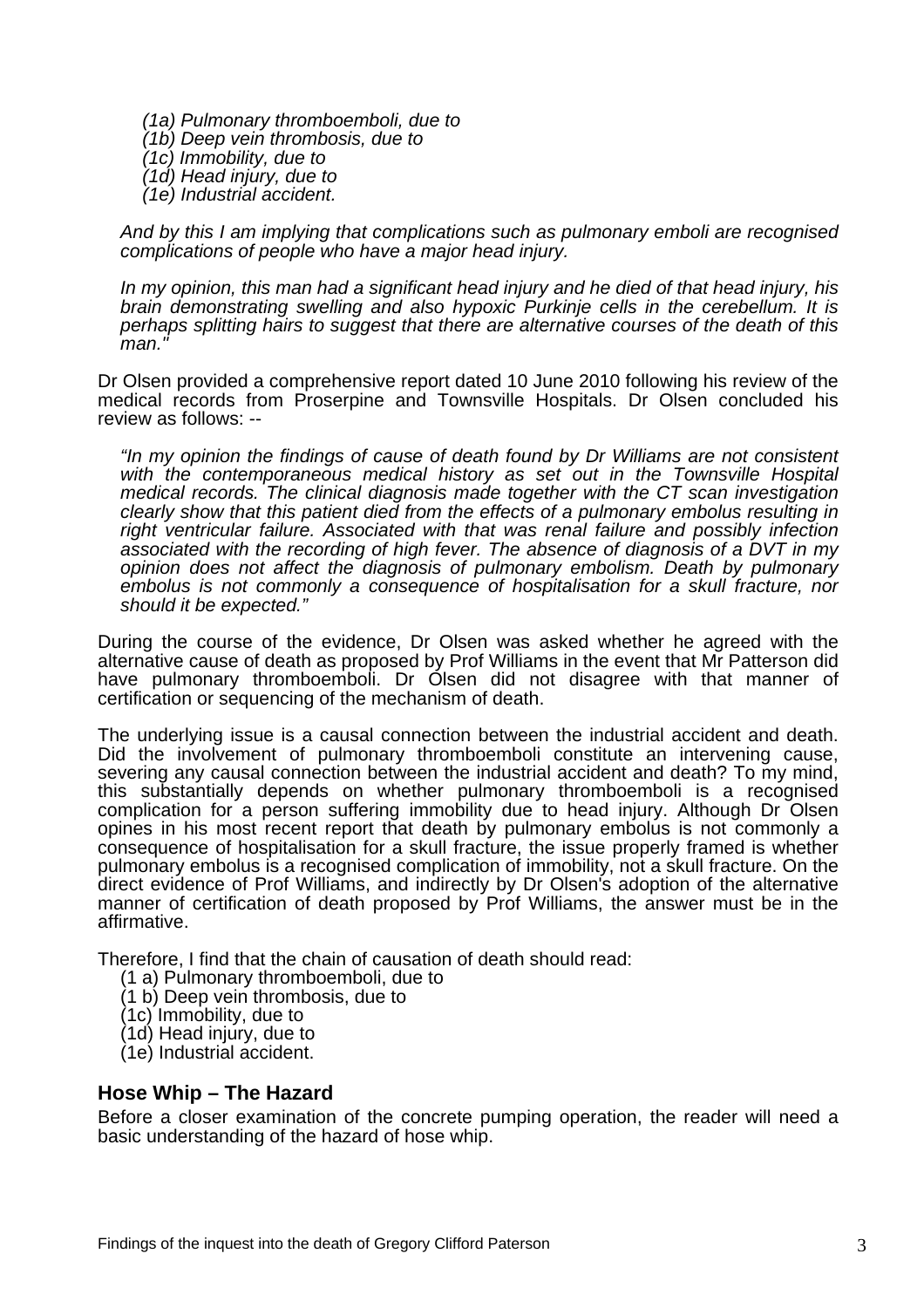*(1a) Pulmonary thromboemboli, due to*
*(1b) Deep vein thrombosis, due to*
*(1c) Immobility, due to*
*(1d) Head injury, due to*
*(1e) Industrial accident.*

*And by this I am implying that complications such as pulmonary emboli are recognised complications of people who have a major head injury.*

*In my opinion, this man had a significant head injury and he died of that head injury, his brain demonstrating swelling and also hypoxic Purkinje cells in the cerebellum. It is perhaps splitting hairs to suggest that there are alternative courses of the death of this man."*

Dr Olsen provided a comprehensive report dated 10 June 2010 following his review of the medical records from Proserpine and Townsville Hospitals. Dr Olsen concluded his review as follows: --

*"In my opinion the findings of cause of death found by Dr Williams are not consistent with the contemporaneous medical history as set out in the Townsville Hospital medical records. The clinical diagnosis made together with the CT scan investigation clearly show that this patient died from the effects of a pulmonary embolus resulting in right ventricular failure. Associated with that was renal failure and possibly infection associated with the recording of high fever. The absence of diagnosis of a DVT in my opinion does not affect the diagnosis of pulmonary embolism. Death by pulmonary embolus is not commonly a consequence of hospitalisation for a skull fracture, nor should it be expected."*

During the course of the evidence, Dr Olsen was asked whether he agreed with the alternative cause of death as proposed by Prof Williams in the event that Mr Patterson did have pulmonary thromboemboli. Dr Olsen did not disagree with that manner of certification or sequencing of the mechanism of death.

The underlying issue is a causal connection between the industrial accident and death. Did the involvement of pulmonary thromboemboli constitute an intervening cause, severing any causal connection between the industrial accident and death? To my mind, this substantially depends on whether pulmonary thromboemboli is a recognised complication for a person suffering immobility due to head injury. Although Dr Olsen opines in his most recent report that death by pulmonary embolus is not commonly a consequence of hospitalisation for a skull fracture, the issue properly framed is whether pulmonary embolus is a recognised complication of immobility, not a skull fracture. On the direct evidence of Prof Williams, and indirectly by Dr Olsen's adoption of the alternative manner of certification of death proposed by Prof Williams, the answer must be in the affirmative.

Therefore, I find that the chain of causation of death should read:

(1 a) Pulmonary thromboemboli, due to
(1 b) Deep vein thrombosis, due to
(1c) Immobility, due to
(1d) Head injury, due to
(1e) Industrial accident.

## Hose Whip – The Hazard

Before a closer examination of the concrete pumping operation, the reader will need a basic understanding of the hazard of hose whip.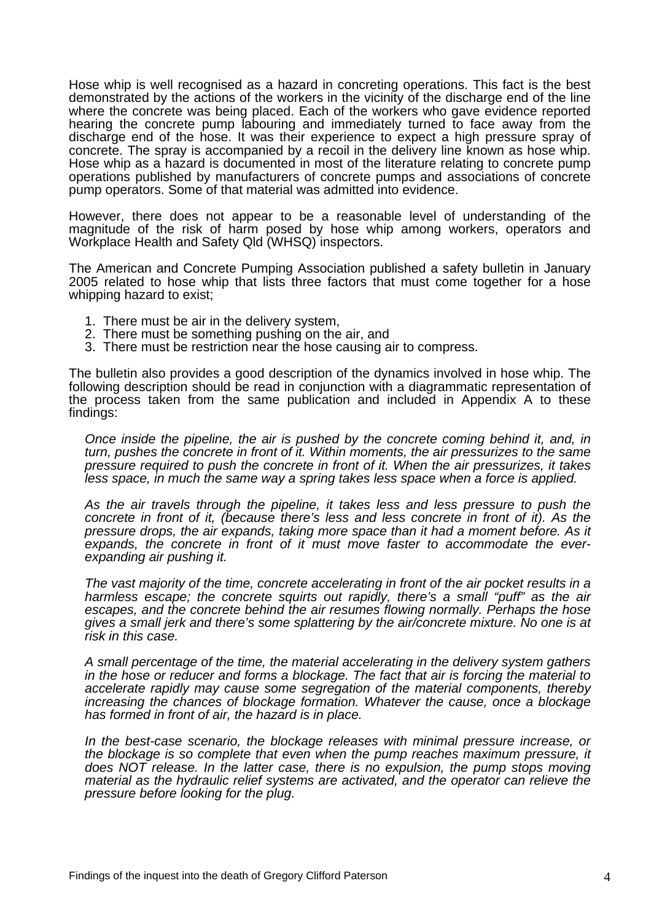Hose whip is well recognised as a hazard in concreting operations. This fact is the best demonstrated by the actions of the workers in the vicinity of the discharge end of the line where the concrete was being placed. Each of the workers who gave evidence reported hearing the concrete pump labouring and immediately turned to face away from the discharge end of the hose. It was their experience to expect a high pressure spray of concrete. The spray is accompanied by a recoil in the delivery line known as hose whip. Hose whip as a hazard is documented in most of the literature relating to concrete pump operations published by manufacturers of concrete pumps and associations of concrete pump operators. Some of that material was admitted into evidence.

However, there does not appear to be a reasonable level of understanding of the magnitude of the risk of harm posed by hose whip among workers, operators and Workplace Health and Safety Qld (WHSQ) inspectors.

The American and Concrete Pumping Association published a safety bulletin in January 2005 related to hose whip that lists three factors that must come together for a hose whipping hazard to exist;

1. There must be air in the delivery system,
2. There must be something pushing on the air, and
3. There must be restriction near the hose causing air to compress.

The bulletin also provides a good description of the dynamics involved in hose whip. The following description should be read in conjunction with a diagrammatic representation of the process taken from the same publication and included in Appendix A to these findings:

> *Once inside the pipeline, the air is pushed by the concrete coming behind it, and, in turn, pushes the concrete in front of it. Within moments, the air pressurizes to the same pressure required to push the concrete in front of it. When the air pressurizes, it takes less space, in much the same way a spring takes less space when a force is applied.*
>
> *As the air travels through the pipeline, it takes less and less pressure to push the concrete in front of it, (because there's less and less concrete in front of it). As the pressure drops, the air expands, taking more space than it had a moment before. As it expands, the concrete in front of it must move faster to accommodate the ever-expanding air pushing it.*
>
> *The vast majority of the time, concrete accelerating in front of the air pocket results in a harmless escape; the concrete squirts out rapidly, there's a small "puff" as the air escapes, and the concrete behind the air resumes flowing normally. Perhaps the hose gives a small jerk and there's some splattering by the air/concrete mixture. No one is at risk in this case.*
>
> *A small percentage of the time, the material accelerating in the delivery system gathers in the hose or reducer and forms a blockage. The fact that air is forcing the material to accelerate rapidly may cause some segregation of the material components, thereby increasing the chances of blockage formation. Whatever the cause, once a blockage has formed in front of air, the hazard is in place.*
>
> *In the best-case scenario, the blockage releases with minimal pressure increase, or the blockage is so complete that even when the pump reaches maximum pressure, it does NOT release. In the latter case, there is no expulsion, the pump stops moving material as the hydraulic relief systems are activated, and the operator can relieve the pressure before looking for the plug.*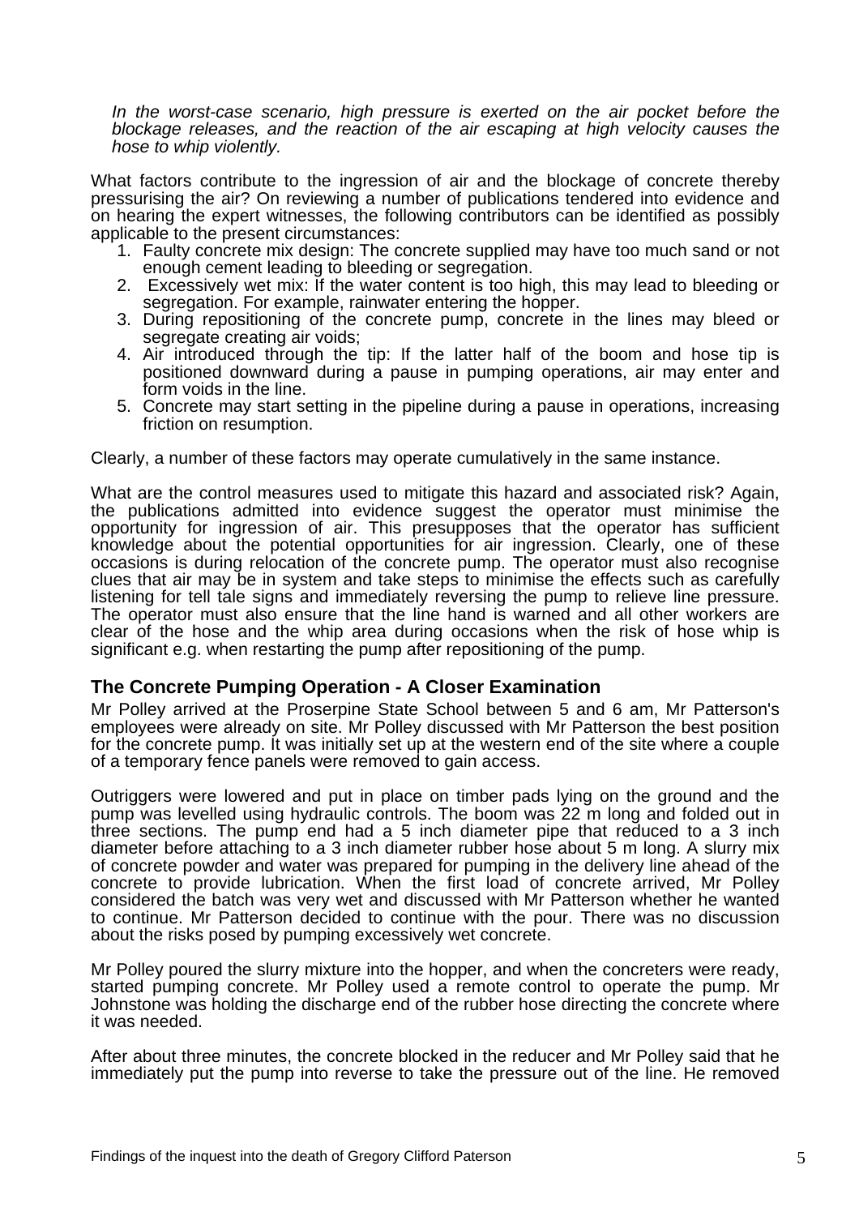*In the worst-case scenario, high pressure is exerted on the air pocket before the blockage releases, and the reaction of the air escaping at high velocity causes the hose to whip violently.*

What factors contribute to the ingression of air and the blockage of concrete thereby pressurising the air? On reviewing a number of publications tendered into evidence and on hearing the expert witnesses, the following contributors can be identified as possibly applicable to the present circumstances:

1. Faulty concrete mix design: The concrete supplied may have too much sand or not enough cement leading to bleeding or segregation.
2. Excessively wet mix: If the water content is too high, this may lead to bleeding or segregation. For example, rainwater entering the hopper.
3. During repositioning of the concrete pump, concrete in the lines may bleed or segregate creating air voids;
4. Air introduced through the tip: If the latter half of the boom and hose tip is positioned downward during a pause in pumping operations, air may enter and form voids in the line.
5. Concrete may start setting in the pipeline during a pause in operations, increasing friction on resumption.

Clearly, a number of these factors may operate cumulatively in the same instance.

What are the control measures used to mitigate this hazard and associated risk? Again, the publications admitted into evidence suggest the operator must minimise the opportunity for ingression of air. This presupposes that the operator has sufficient knowledge about the potential opportunities for air ingression. Clearly, one of these occasions is during relocation of the concrete pump. The operator must also recognise clues that air may be in system and take steps to minimise the effects such as carefully listening for tell tale signs and immediately reversing the pump to relieve line pressure. The operator must also ensure that the line hand is warned and all other workers are clear of the hose and the whip area during occasions when the risk of hose whip is significant e.g. when restarting the pump after repositioning of the pump.

## The Concrete Pumping Operation - A Closer Examination

Mr Polley arrived at the Proserpine State School between 5 and 6 am, Mr Patterson's employees were already on site. Mr Polley discussed with Mr Patterson the best position for the concrete pump. It was initially set up at the western end of the site where a couple of a temporary fence panels were removed to gain access.

Outriggers were lowered and put in place on timber pads lying on the ground and the pump was levelled using hydraulic controls. The boom was 22 m long and folded out in three sections. The pump end had a 5 inch diameter pipe that reduced to a 3 inch diameter before attaching to a 3 inch diameter rubber hose about 5 m long. A slurry mix of concrete powder and water was prepared for pumping in the delivery line ahead of the concrete to provide lubrication. When the first load of concrete arrived, Mr Polley considered the batch was very wet and discussed with Mr Patterson whether he wanted to continue. Mr Patterson decided to continue with the pour. There was no discussion about the risks posed by pumping excessively wet concrete.

Mr Polley poured the slurry mixture into the hopper, and when the concreters were ready, started pumping concrete. Mr Polley used a remote control to operate the pump. Mr Johnstone was holding the discharge end of the rubber hose directing the concrete where it was needed.

After about three minutes, the concrete blocked in the reducer and Mr Polley said that he immediately put the pump into reverse to take the pressure out of the line. He removed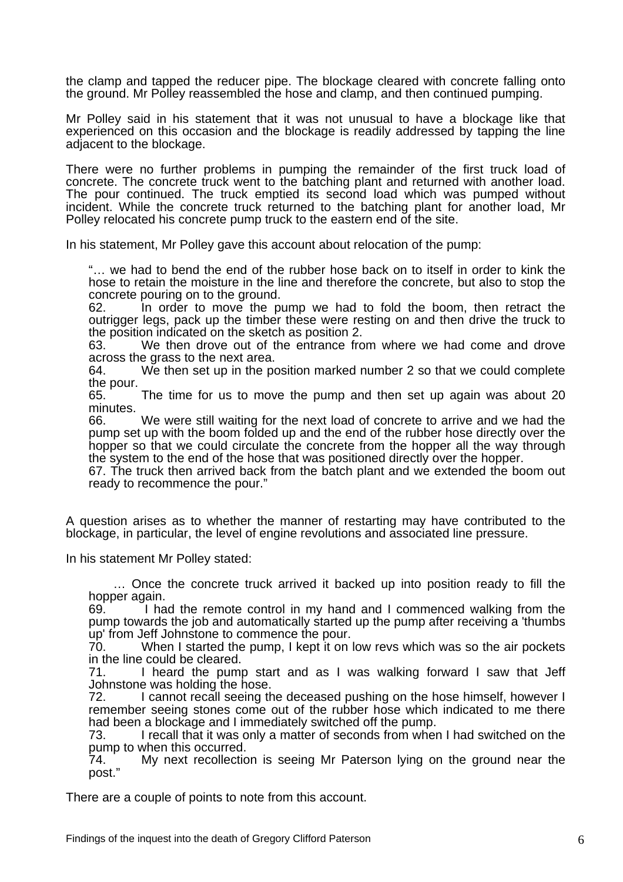the clamp and tapped the reducer pipe. The blockage cleared with concrete falling onto the ground. Mr Polley reassembled the hose and clamp, and then continued pumping.

Mr Polley said in his statement that it was not unusual to have a blockage like that experienced on this occasion and the blockage is readily addressed by tapping the line adjacent to the blockage.

There were no further problems in pumping the remainder of the first truck load of concrete. The concrete truck went to the batching plant and returned with another load. The pour continued. The truck emptied its second load which was pumped without incident. While the concrete truck returned to the batching plant for another load, Mr Polley relocated his concrete pump truck to the eastern end of the site.

In his statement, Mr Polley gave this account about relocation of the pump:

> "… we had to bend the end of the rubber hose back on to itself in order to kink the hose to retain the moisture in the line and therefore the concrete, but also to stop the concrete pouring on to the ground.
>
> 62. In order to move the pump we had to fold the boom, then retract the outrigger legs, pack up the timber these were resting on and then drive the truck to the position indicated on the sketch as position 2.
>
> 63. We then drove out of the entrance from where we had come and drove across the grass to the next area.
>
> 64. We then set up in the position marked number 2 so that we could complete the pour.
>
> 65. The time for us to move the pump and then set up again was about 20 minutes.
>
> 66. We were still waiting for the next load of concrete to arrive and we had the pump set up with the boom folded up and the end of the rubber hose directly over the hopper so that we could circulate the concrete from the hopper all the way through the system to the end of the hose that was positioned directly over the hopper.
>
> 67. The truck then arrived back from the batch plant and we extended the boom out ready to recommence the pour."

A question arises as to whether the manner of restarting may have contributed to the blockage, in particular, the level of engine revolutions and associated line pressure.

In his statement Mr Polley stated:

> … Once the concrete truck arrived it backed up into position ready to fill the hopper again.
>
> 69. I had the remote control in my hand and I commenced walking from the pump towards the job and automatically started up the pump after receiving a 'thumbs up' from Jeff Johnstone to commence the pour.
>
> 70. When I started the pump, I kept it on low revs which was so the air pockets in the line could be cleared.
>
> 71. I heard the pump start and as I was walking forward I saw that Jeff Johnstone was holding the hose.
>
> 72. I cannot recall seeing the deceased pushing on the hose himself, however I remember seeing stones come out of the rubber hose which indicated to me there had been a blockage and I immediately switched off the pump.
>
> 73. I recall that it was only a matter of seconds from when I had switched on the pump to when this occurred.
>
> 74. My next recollection is seeing Mr Paterson lying on the ground near the post."

There are a couple of points to note from this account.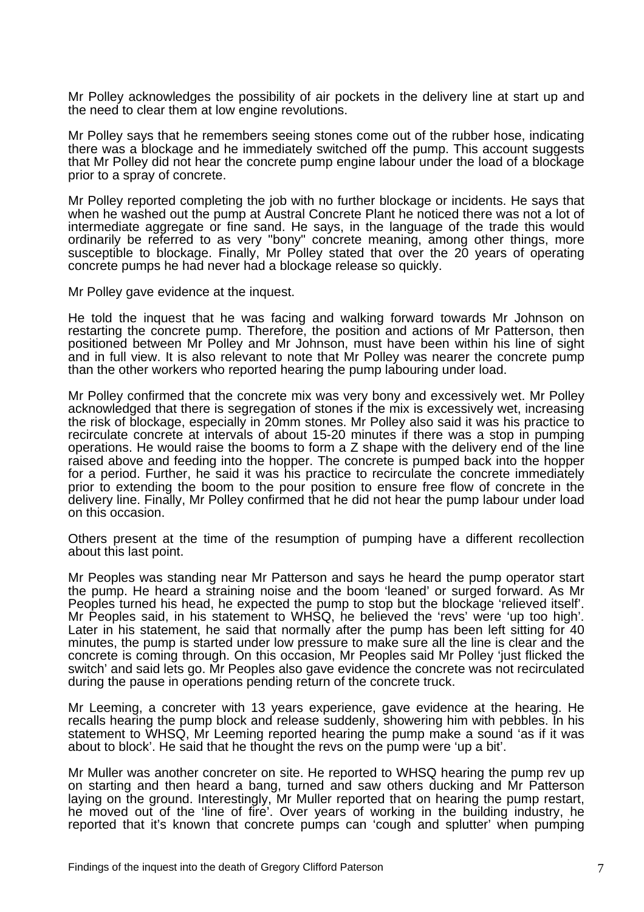Mr Polley acknowledges the possibility of air pockets in the delivery line at start up and the need to clear them at low engine revolutions.

Mr Polley says that he remembers seeing stones come out of the rubber hose, indicating there was a blockage and he immediately switched off the pump. This account suggests that Mr Polley did not hear the concrete pump engine labour under the load of a blockage prior to a spray of concrete.

Mr Polley reported completing the job with no further blockage or incidents. He says that when he washed out the pump at Austral Concrete Plant he noticed there was not a lot of intermediate aggregate or fine sand. He says, in the language of the trade this would ordinarily be referred to as very "bony" concrete meaning, among other things, more susceptible to blockage. Finally, Mr Polley stated that over the 20 years of operating concrete pumps he had never had a blockage release so quickly.

Mr Polley gave evidence at the inquest.

He told the inquest that he was facing and walking forward towards Mr Johnson on restarting the concrete pump. Therefore, the position and actions of Mr Patterson, then positioned between Mr Polley and Mr Johnson, must have been within his line of sight and in full view. It is also relevant to note that Mr Polley was nearer the concrete pump than the other workers who reported hearing the pump labouring under load.

Mr Polley confirmed that the concrete mix was very bony and excessively wet. Mr Polley acknowledged that there is segregation of stones if the mix is excessively wet, increasing the risk of blockage, especially in 20mm stones. Mr Polley also said it was his practice to recirculate concrete at intervals of about 15-20 minutes if there was a stop in pumping operations. He would raise the booms to form a Z shape with the delivery end of the line raised above and feeding into the hopper. The concrete is pumped back into the hopper for a period. Further, he said it was his practice to recirculate the concrete immediately prior to extending the boom to the pour position to ensure free flow of concrete in the delivery line. Finally, Mr Polley confirmed that he did not hear the pump labour under load on this occasion.

Others present at the time of the resumption of pumping have a different recollection about this last point.

Mr Peoples was standing near Mr Patterson and says he heard the pump operator start the pump. He heard a straining noise and the boom 'leaned' or surged forward. As Mr Peoples turned his head, he expected the pump to stop but the blockage 'relieved itself'. Mr Peoples said, in his statement to WHSQ, he believed the 'revs' were 'up too high'. Later in his statement, he said that normally after the pump has been left sitting for 40 minutes, the pump is started under low pressure to make sure all the line is clear and the concrete is coming through. On this occasion, Mr Peoples said Mr Polley 'just flicked the switch' and said lets go. Mr Peoples also gave evidence the concrete was not recirculated during the pause in operations pending return of the concrete truck.

Mr Leeming, a concreter with 13 years experience, gave evidence at the hearing. He recalls hearing the pump block and release suddenly, showering him with pebbles. In his statement to WHSQ, Mr Leeming reported hearing the pump make a sound 'as if it was about to block'. He said that he thought the revs on the pump were 'up a bit'.

Mr Muller was another concreter on site. He reported to WHSQ hearing the pump rev up on starting and then heard a bang, turned and saw others ducking and Mr Patterson laying on the ground. Interestingly, Mr Muller reported that on hearing the pump restart, he moved out of the 'line of fire'. Over years of working in the building industry, he reported that it's known that concrete pumps can 'cough and splutter' when pumping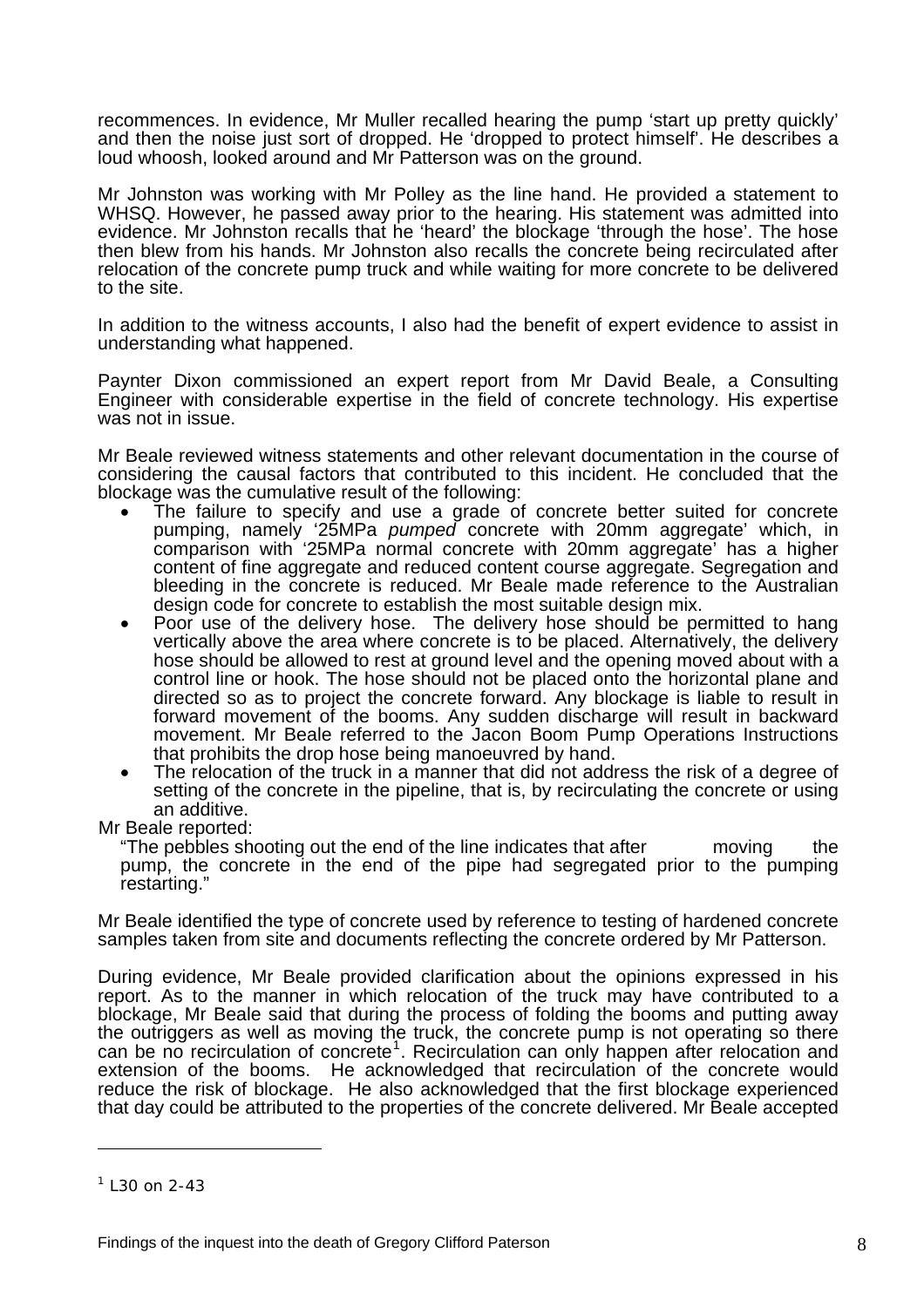recommences. In evidence, Mr Muller recalled hearing the pump 'start up pretty quickly' and then the noise just sort of dropped. He 'dropped to protect himself'. He describes a loud whoosh, looked around and Mr Patterson was on the ground.

Mr Johnston was working with Mr Polley as the line hand. He provided a statement to WHSQ. However, he passed away prior to the hearing. His statement was admitted into evidence. Mr Johnston recalls that he 'heard' the blockage 'through the hose'. The hose then blew from his hands. Mr Johnston also recalls the concrete being recirculated after relocation of the concrete pump truck and while waiting for more concrete to be delivered to the site.

In addition to the witness accounts, I also had the benefit of expert evidence to assist in understanding what happened.

Paynter Dixon commissioned an expert report from Mr David Beale, a Consulting Engineer with considerable expertise in the field of concrete technology. His expertise was not in issue.

Mr Beale reviewed witness statements and other relevant documentation in the course of considering the causal factors that contributed to this incident. He concluded that the blockage was the cumulative result of the following:

- The failure to specify and use a grade of concrete better suited for concrete pumping, namely '25MPa *pumped* concrete with 20mm aggregate' which, in comparison with '25MPa normal concrete with 20mm aggregate' has a higher content of fine aggregate and reduced content course aggregate. Segregation and bleeding in the concrete is reduced. Mr Beale made reference to the Australian design code for concrete to establish the most suitable design mix.
- Poor use of the delivery hose. The delivery hose should be permitted to hang vertically above the area where concrete is to be placed. Alternatively, the delivery hose should be allowed to rest at ground level and the opening moved about with a control line or hook. The hose should not be placed onto the horizontal plane and directed so as to project the concrete forward. Any blockage is liable to result in forward movement of the booms. Any sudden discharge will result in backward movement. Mr Beale referred to the Jacon Boom Pump Operations Instructions that prohibits the drop hose being manoeuvred by hand.
- The relocation of the truck in a manner that did not address the risk of a degree of setting of the concrete in the pipeline, that is, by recirculating the concrete or using an additive.

Mr Beale reported:

> "The pebbles shooting out the end of the line indicates that after moving the pump, the concrete in the end of the pipe had segregated prior to the pumping restarting."

Mr Beale identified the type of concrete used by reference to testing of hardened concrete samples taken from site and documents reflecting the concrete ordered by Mr Patterson.

During evidence, Mr Beale provided clarification about the opinions expressed in his report. As to the manner in which relocation of the truck may have contributed to a blockage, Mr Beale said that during the process of folding the booms and putting away the outriggers as well as moving the truck, the concrete pump is not operating so there can be no recirculation of concrete[1]. Recirculation can only happen after relocation and extension of the booms. He acknowledged that recirculation of the concrete would reduce the risk of blockage. He also acknowledged that the first blockage experienced that day could be attributed to the properties of the concrete delivered. Mr Beale accepted

---

[1] L30 on 2-43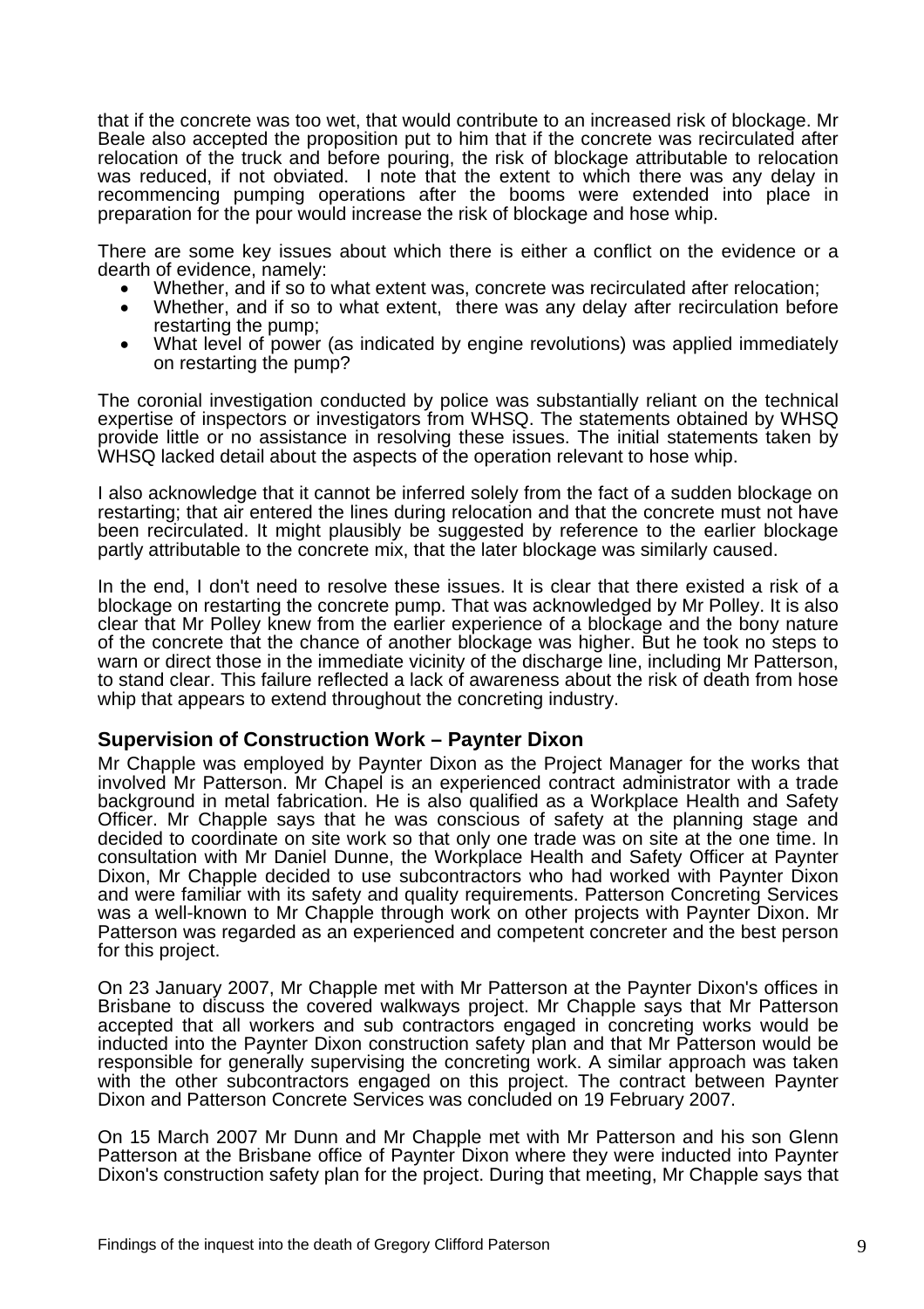that if the concrete was too wet, that would contribute to an increased risk of blockage. Mr Beale also accepted the proposition put to him that if the concrete was recirculated after relocation of the truck and before pouring, the risk of blockage attributable to relocation was reduced, if not obviated. I note that the extent to which there was any delay in recommencing pumping operations after the booms were extended into place in preparation for the pour would increase the risk of blockage and hose whip.

There are some key issues about which there is either a conflict on the evidence or a dearth of evidence, namely:

- Whether, and if so to what extent was, concrete was recirculated after relocation;
- Whether, and if so to what extent, there was any delay after recirculation before restarting the pump;
- What level of power (as indicated by engine revolutions) was applied immediately on restarting the pump?

The coronial investigation conducted by police was substantially reliant on the technical expertise of inspectors or investigators from WHSQ. The statements obtained by WHSQ provide little or no assistance in resolving these issues. The initial statements taken by WHSQ lacked detail about the aspects of the operation relevant to hose whip.

I also acknowledge that it cannot be inferred solely from the fact of a sudden blockage on restarting; that air entered the lines during relocation and that the concrete must not have been recirculated. It might plausibly be suggested by reference to the earlier blockage partly attributable to the concrete mix, that the later blockage was similarly caused.

In the end, I don't need to resolve these issues. It is clear that there existed a risk of a blockage on restarting the concrete pump. That was acknowledged by Mr Polley. It is also clear that Mr Polley knew from the earlier experience of a blockage and the bony nature of the concrete that the chance of another blockage was higher. But he took no steps to warn or direct those in the immediate vicinity of the discharge line, including Mr Patterson, to stand clear. This failure reflected a lack of awareness about the risk of death from hose whip that appears to extend throughout the concreting industry.

## Supervision of Construction Work – Paynter Dixon

Mr Chapple was employed by Paynter Dixon as the Project Manager for the works that involved Mr Patterson. Mr Chapel is an experienced contract administrator with a trade background in metal fabrication. He is also qualified as a Workplace Health and Safety Officer. Mr Chapple says that he was conscious of safety at the planning stage and decided to coordinate on site work so that only one trade was on site at the one time. In consultation with Mr Daniel Dunne, the Workplace Health and Safety Officer at Paynter Dixon, Mr Chapple decided to use subcontractors who had worked with Paynter Dixon and were familiar with its safety and quality requirements. Patterson Concreting Services was a well-known to Mr Chapple through work on other projects with Paynter Dixon. Mr Patterson was regarded as an experienced and competent concreter and the best person for this project.

On 23 January 2007, Mr Chapple met with Mr Patterson at the Paynter Dixon's offices in Brisbane to discuss the covered walkways project. Mr Chapple says that Mr Patterson accepted that all workers and sub contractors engaged in concreting works would be inducted into the Paynter Dixon construction safety plan and that Mr Patterson would be responsible for generally supervising the concreting work. A similar approach was taken with the other subcontractors engaged on this project. The contract between Paynter Dixon and Patterson Concrete Services was concluded on 19 February 2007.

On 15 March 2007 Mr Dunn and Mr Chapple met with Mr Patterson and his son Glenn Patterson at the Brisbane office of Paynter Dixon where they were inducted into Paynter Dixon's construction safety plan for the project. During that meeting, Mr Chapple says that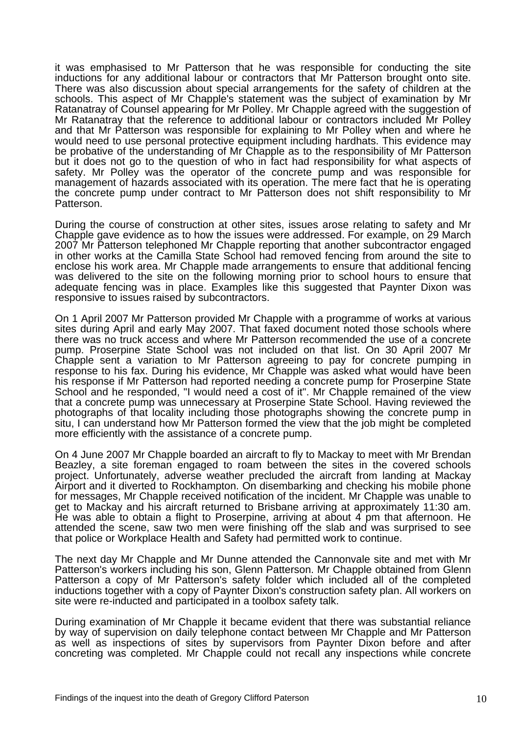it was emphasised to Mr Patterson that he was responsible for conducting the site inductions for any additional labour or contractors that Mr Patterson brought onto site. There was also discussion about special arrangements for the safety of children at the schools. This aspect of Mr Chapple's statement was the subject of examination by Mr Ratanatray of Counsel appearing for Mr Polley. Mr Chapple agreed with the suggestion of Mr Ratanatray that the reference to additional labour or contractors included Mr Polley and that Mr Patterson was responsible for explaining to Mr Polley when and where he would need to use personal protective equipment including hardhats. This evidence may be probative of the understanding of Mr Chapple as to the responsibility of Mr Patterson but it does not go to the question of who in fact had responsibility for what aspects of safety. Mr Polley was the operator of the concrete pump and was responsible for management of hazards associated with its operation. The mere fact that he is operating the concrete pump under contract to Mr Patterson does not shift responsibility to Mr Patterson.

During the course of construction at other sites, issues arose relating to safety and Mr Chapple gave evidence as to how the issues were addressed. For example, on 29 March 2007 Mr Patterson telephoned Mr Chapple reporting that another subcontractor engaged in other works at the Camilla State School had removed fencing from around the site to enclose his work area. Mr Chapple made arrangements to ensure that additional fencing was delivered to the site on the following morning prior to school hours to ensure that adequate fencing was in place. Examples like this suggested that Paynter Dixon was responsive to issues raised by subcontractors.

On 1 April 2007 Mr Patterson provided Mr Chapple with a programme of works at various sites during April and early May 2007. That faxed document noted those schools where there was no truck access and where Mr Patterson recommended the use of a concrete pump. Proserpine State School was not included on that list. On 30 April 2007 Mr Chapple sent a variation to Mr Patterson agreeing to pay for concrete pumping in response to his fax. During his evidence, Mr Chapple was asked what would have been his response if Mr Patterson had reported needing a concrete pump for Proserpine State School and he responded, "I would need a cost of it". Mr Chapple remained of the view that a concrete pump was unnecessary at Proserpine State School. Having reviewed the photographs of that locality including those photographs showing the concrete pump in situ, I can understand how Mr Patterson formed the view that the job might be completed more efficiently with the assistance of a concrete pump.

On 4 June 2007 Mr Chapple boarded an aircraft to fly to Mackay to meet with Mr Brendan Beazley, a site foreman engaged to roam between the sites in the covered schools project. Unfortunately, adverse weather precluded the aircraft from landing at Mackay Airport and it diverted to Rockhampton. On disembarking and checking his mobile phone for messages, Mr Chapple received notification of the incident. Mr Chapple was unable to get to Mackay and his aircraft returned to Brisbane arriving at approximately 11:30 am. He was able to obtain a flight to Proserpine, arriving at about 4 pm that afternoon. He attended the scene, saw two men were finishing off the slab and was surprised to see that police or Workplace Health and Safety had permitted work to continue.

The next day Mr Chapple and Mr Dunne attended the Cannonvale site and met with Mr Patterson's workers including his son, Glenn Patterson. Mr Chapple obtained from Glenn Patterson a copy of Mr Patterson's safety folder which included all of the completed inductions together with a copy of Paynter Dixon's construction safety plan. All workers on site were re-inducted and participated in a toolbox safety talk.

During examination of Mr Chapple it became evident that there was substantial reliance by way of supervision on daily telephone contact between Mr Chapple and Mr Patterson as well as inspections of sites by supervisors from Paynter Dixon before and after concreting was completed. Mr Chapple could not recall any inspections while concrete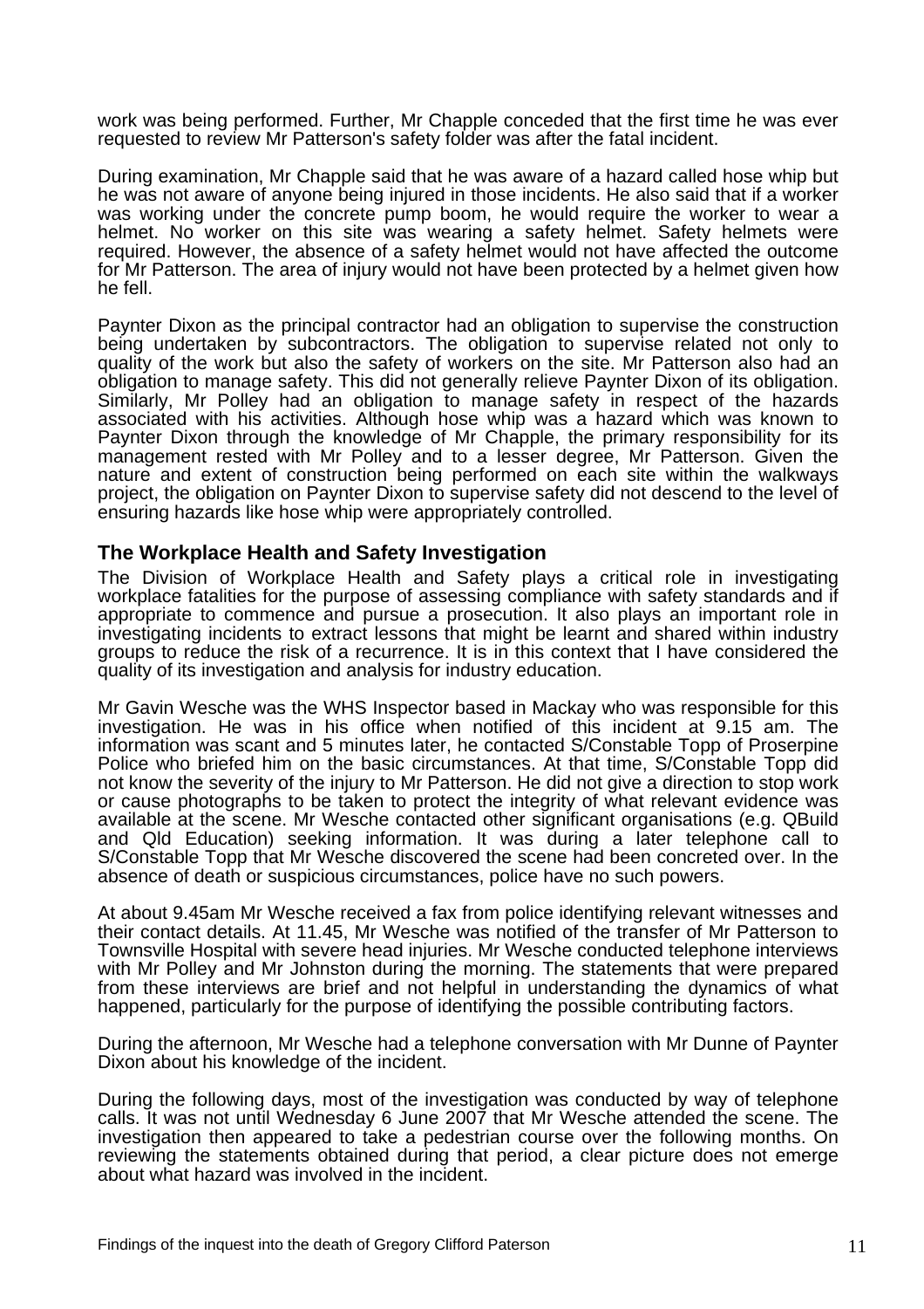work was being performed. Further, Mr Chapple conceded that the first time he was ever requested to review Mr Patterson's safety folder was after the fatal incident.

During examination, Mr Chapple said that he was aware of a hazard called hose whip but he was not aware of anyone being injured in those incidents. He also said that if a worker was working under the concrete pump boom, he would require the worker to wear a helmet. No worker on this site was wearing a safety helmet. Safety helmets were required. However, the absence of a safety helmet would not have affected the outcome for Mr Patterson. The area of injury would not have been protected by a helmet given how he fell.

Paynter Dixon as the principal contractor had an obligation to supervise the construction being undertaken by subcontractors. The obligation to supervise related not only to quality of the work but also the safety of workers on the site. Mr Patterson also had an obligation to manage safety. This did not generally relieve Paynter Dixon of its obligation. Similarly, Mr Polley had an obligation to manage safety in respect of the hazards associated with his activities. Although hose whip was a hazard which was known to Paynter Dixon through the knowledge of Mr Chapple, the primary responsibility for its management rested with Mr Polley and to a lesser degree, Mr Patterson. Given the nature and extent of construction being performed on each site within the walkways project, the obligation on Paynter Dixon to supervise safety did not descend to the level of ensuring hazards like hose whip were appropriately controlled.

## The Workplace Health and Safety Investigation

The Division of Workplace Health and Safety plays a critical role in investigating workplace fatalities for the purpose of assessing compliance with safety standards and if appropriate to commence and pursue a prosecution. It also plays an important role in investigating incidents to extract lessons that might be learnt and shared within industry groups to reduce the risk of a recurrence. It is in this context that I have considered the quality of its investigation and analysis for industry education.

Mr Gavin Wesche was the WHS Inspector based in Mackay who was responsible for this investigation. He was in his office when notified of this incident at 9.15 am. The information was scant and 5 minutes later, he contacted S/Constable Topp of Proserpine Police who briefed him on the basic circumstances. At that time, S/Constable Topp did not know the severity of the injury to Mr Patterson. He did not give a direction to stop work or cause photographs to be taken to protect the integrity of what relevant evidence was available at the scene. Mr Wesche contacted other significant organisations (e.g. QBuild and Qld Education) seeking information. It was during a later telephone call to S/Constable Topp that Mr Wesche discovered the scene had been concreted over. In the absence of death or suspicious circumstances, police have no such powers.

At about 9.45am Mr Wesche received a fax from police identifying relevant witnesses and their contact details. At 11.45, Mr Wesche was notified of the transfer of Mr Patterson to Townsville Hospital with severe head injuries. Mr Wesche conducted telephone interviews with Mr Polley and Mr Johnston during the morning. The statements that were prepared from these interviews are brief and not helpful in understanding the dynamics of what happened, particularly for the purpose of identifying the possible contributing factors.

During the afternoon, Mr Wesche had a telephone conversation with Mr Dunne of Paynter Dixon about his knowledge of the incident.

During the following days, most of the investigation was conducted by way of telephone calls. It was not until Wednesday 6 June 2007 that Mr Wesche attended the scene. The investigation then appeared to take a pedestrian course over the following months. On reviewing the statements obtained during that period, a clear picture does not emerge about what hazard was involved in the incident.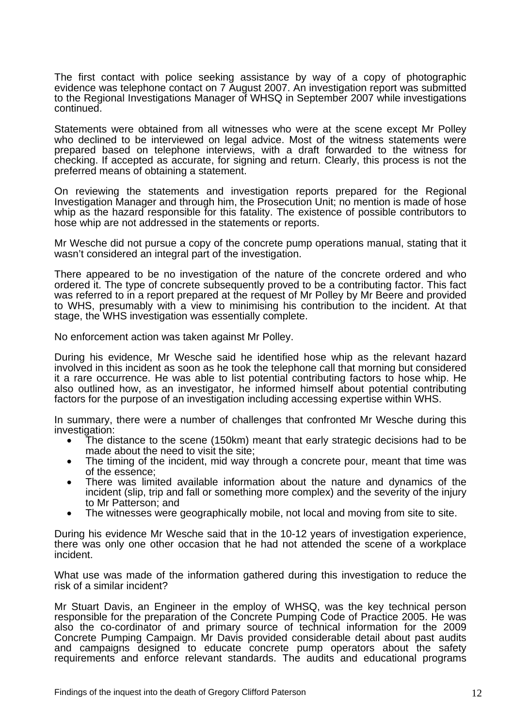The first contact with police seeking assistance by way of a copy of photographic evidence was telephone contact on 7 August 2007. An investigation report was submitted to the Regional Investigations Manager of WHSQ in September 2007 while investigations continued.

Statements were obtained from all witnesses who were at the scene except Mr Polley who declined to be interviewed on legal advice. Most of the witness statements were prepared based on telephone interviews, with a draft forwarded to the witness for checking. If accepted as accurate, for signing and return. Clearly, this process is not the preferred means of obtaining a statement.

On reviewing the statements and investigation reports prepared for the Regional Investigation Manager and through him, the Prosecution Unit; no mention is made of hose whip as the hazard responsible for this fatality. The existence of possible contributors to hose whip are not addressed in the statements or reports.

Mr Wesche did not pursue a copy of the concrete pump operations manual, stating that it wasn't considered an integral part of the investigation.

There appeared to be no investigation of the nature of the concrete ordered and who ordered it. The type of concrete subsequently proved to be a contributing factor. This fact was referred to in a report prepared at the request of Mr Polley by Mr Beere and provided to WHS, presumably with a view to minimising his contribution to the incident. At that stage, the WHS investigation was essentially complete.

No enforcement action was taken against Mr Polley.

During his evidence, Mr Wesche said he identified hose whip as the relevant hazard involved in this incident as soon as he took the telephone call that morning but considered it a rare occurrence. He was able to list potential contributing factors to hose whip. He also outlined how, as an investigator, he informed himself about potential contributing factors for the purpose of an investigation including accessing expertise within WHS.

In summary, there were a number of challenges that confronted Mr Wesche during this investigation:

- The distance to the scene (150km) meant that early strategic decisions had to be made about the need to visit the site;
- The timing of the incident, mid way through a concrete pour, meant that time was of the essence;
- There was limited available information about the nature and dynamics of the incident (slip, trip and fall or something more complex) and the severity of the injury to Mr Patterson; and
- The witnesses were geographically mobile, not local and moving from site to site.

During his evidence Mr Wesche said that in the 10-12 years of investigation experience, there was only one other occasion that he had not attended the scene of a workplace incident.

What use was made of the information gathered during this investigation to reduce the risk of a similar incident?

Mr Stuart Davis, an Engineer in the employ of WHSQ, was the key technical person responsible for the preparation of the Concrete Pumping Code of Practice 2005. He was also the co-ordinator of and primary source of technical information for the 2009 Concrete Pumping Campaign. Mr Davis provided considerable detail about past audits and campaigns designed to educate concrete pump operators about the safety requirements and enforce relevant standards. The audits and educational programs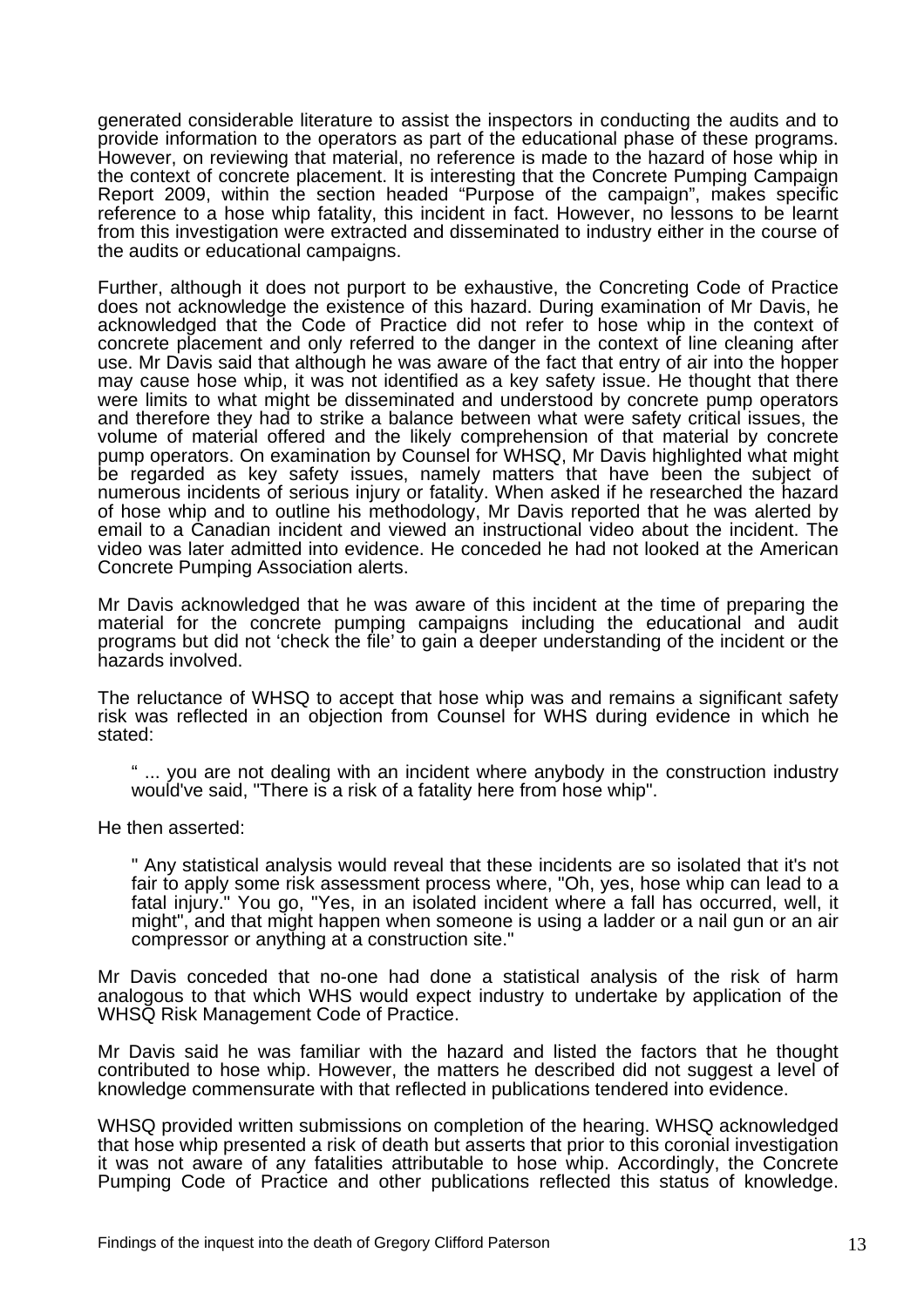generated considerable literature to assist the inspectors in conducting the audits and to provide information to the operators as part of the educational phase of these programs. However, on reviewing that material, no reference is made to the hazard of hose whip in the context of concrete placement. It is interesting that the Concrete Pumping Campaign Report 2009, within the section headed "Purpose of the campaign", makes specific reference to a hose whip fatality, this incident in fact. However, no lessons to be learnt from this investigation were extracted and disseminated to industry either in the course of the audits or educational campaigns.

Further, although it does not purport to be exhaustive, the Concreting Code of Practice does not acknowledge the existence of this hazard. During examination of Mr Davis, he acknowledged that the Code of Practice did not refer to hose whip in the context of concrete placement and only referred to the danger in the context of line cleaning after use. Mr Davis said that although he was aware of the fact that entry of air into the hopper may cause hose whip, it was not identified as a key safety issue. He thought that there were limits to what might be disseminated and understood by concrete pump operators and therefore they had to strike a balance between what were safety critical issues, the volume of material offered and the likely comprehension of that material by concrete pump operators. On examination by Counsel for WHSQ, Mr Davis highlighted what might be regarded as key safety issues, namely matters that have been the subject of numerous incidents of serious injury or fatality. When asked if he researched the hazard of hose whip and to outline his methodology, Mr Davis reported that he was alerted by email to a Canadian incident and viewed an instructional video about the incident. The video was later admitted into evidence. He conceded he had not looked at the American Concrete Pumping Association alerts.

Mr Davis acknowledged that he was aware of this incident at the time of preparing the material for the concrete pumping campaigns including the educational and audit programs but did not 'check the file' to gain a deeper understanding of the incident or the hazards involved.

The reluctance of WHSQ to accept that hose whip was and remains a significant safety risk was reflected in an objection from Counsel for WHS during evidence in which he stated:

> " ... you are not dealing with an incident where anybody in the construction industry would've said, "There is a risk of a fatality here from hose whip".

He then asserted:

> " Any statistical analysis would reveal that these incidents are so isolated that it's not fair to apply some risk assessment process where, "Oh, yes, hose whip can lead to a fatal injury." You go, "Yes, in an isolated incident where a fall has occurred, well, it might", and that might happen when someone is using a ladder or a nail gun or an air compressor or anything at a construction site."

Mr Davis conceded that no-one had done a statistical analysis of the risk of harm analogous to that which WHS would expect industry to undertake by application of the WHSQ Risk Management Code of Practice.

Mr Davis said he was familiar with the hazard and listed the factors that he thought contributed to hose whip. However, the matters he described did not suggest a level of knowledge commensurate with that reflected in publications tendered into evidence.

WHSQ provided written submissions on completion of the hearing. WHSQ acknowledged that hose whip presented a risk of death but asserts that prior to this coronial investigation it was not aware of any fatalities attributable to hose whip. Accordingly, the Concrete Pumping Code of Practice and other publications reflected this status of knowledge.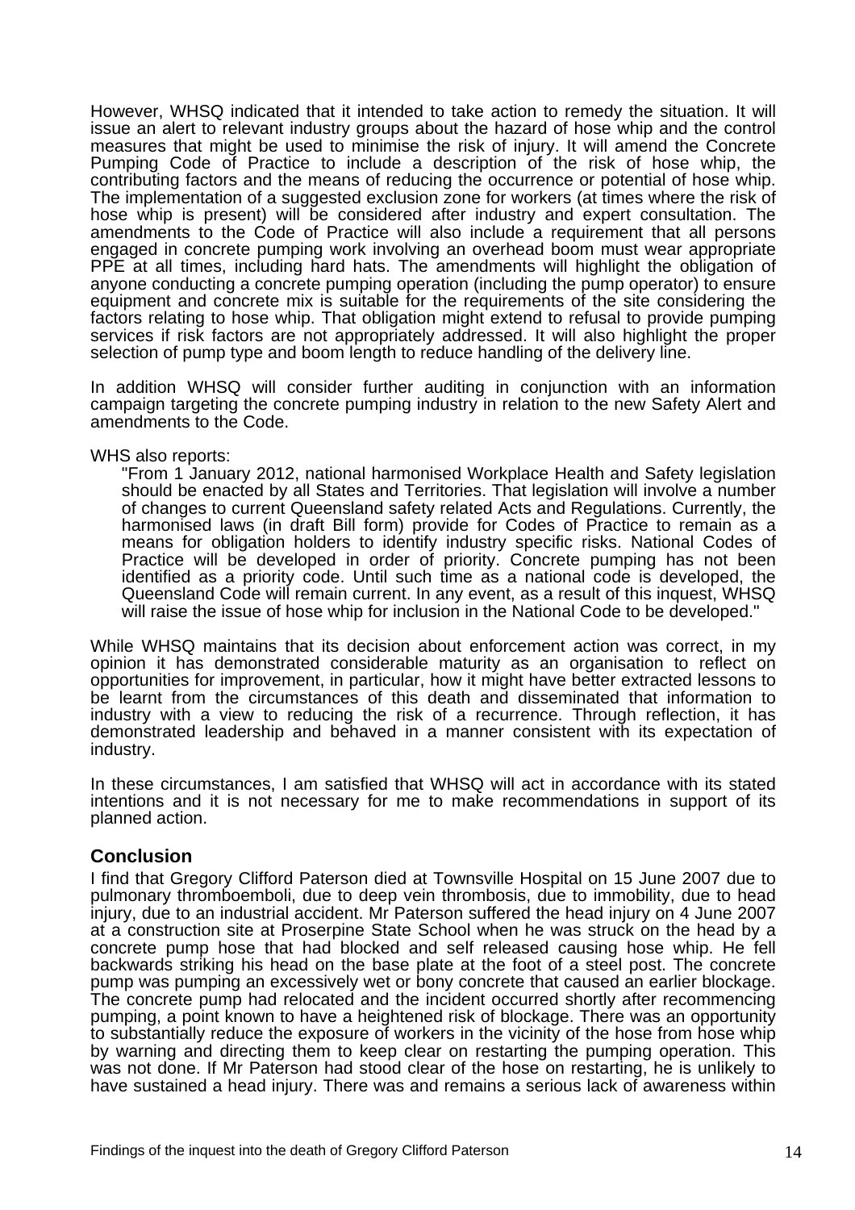However, WHSQ indicated that it intended to take action to remedy the situation. It will issue an alert to relevant industry groups about the hazard of hose whip and the control measures that might be used to minimise the risk of injury. It will amend the Concrete Pumping Code of Practice to include a description of the risk of hose whip, the contributing factors and the means of reducing the occurrence or potential of hose whip. The implementation of a suggested exclusion zone for workers (at times where the risk of hose whip is present) will be considered after industry and expert consultation. The amendments to the Code of Practice will also include a requirement that all persons engaged in concrete pumping work involving an overhead boom must wear appropriate PPE at all times, including hard hats. The amendments will highlight the obligation of anyone conducting a concrete pumping operation (including the pump operator) to ensure equipment and concrete mix is suitable for the requirements of the site considering the factors relating to hose whip. That obligation might extend to refusal to provide pumping services if risk factors are not appropriately addressed. It will also highlight the proper selection of pump type and boom length to reduce handling of the delivery line.

In addition WHSQ will consider further auditing in conjunction with an information campaign targeting the concrete pumping industry in relation to the new Safety Alert and amendments to the Code.

WHS also reports:

> "From 1 January 2012, national harmonised Workplace Health and Safety legislation should be enacted by all States and Territories. That legislation will involve a number of changes to current Queensland safety related Acts and Regulations. Currently, the harmonised laws (in draft Bill form) provide for Codes of Practice to remain as a means for obligation holders to identify industry specific risks. National Codes of Practice will be developed in order of priority. Concrete pumping has not been identified as a priority code. Until such time as a national code is developed, the Queensland Code will remain current. In any event, as a result of this inquest, WHSQ will raise the issue of hose whip for inclusion in the National Code to be developed."

While WHSQ maintains that its decision about enforcement action was correct, in my opinion it has demonstrated considerable maturity as an organisation to reflect on opportunities for improvement, in particular, how it might have better extracted lessons to be learnt from the circumstances of this death and disseminated that information to industry with a view to reducing the risk of a recurrence. Through reflection, it has demonstrated leadership and behaved in a manner consistent with its expectation of industry.

In these circumstances, I am satisfied that WHSQ will act in accordance with its stated intentions and it is not necessary for me to make recommendations in support of its planned action.

## Conclusion

I find that Gregory Clifford Paterson died at Townsville Hospital on 15 June 2007 due to pulmonary thromboemboli, due to deep vein thrombosis, due to immobility, due to head injury, due to an industrial accident. Mr Paterson suffered the head injury on 4 June 2007 at a construction site at Proserpine State School when he was struck on the head by a concrete pump hose that had blocked and self released causing hose whip. He fell backwards striking his head on the base plate at the foot of a steel post. The concrete pump was pumping an excessively wet or bony concrete that caused an earlier blockage. The concrete pump had relocated and the incident occurred shortly after recommencing pumping, a point known to have a heightened risk of blockage. There was an opportunity to substantially reduce the exposure of workers in the vicinity of the hose from hose whip by warning and directing them to keep clear on restarting the pumping operation. This was not done. If Mr Paterson had stood clear of the hose on restarting, he is unlikely to have sustained a head injury. There was and remains a serious lack of awareness within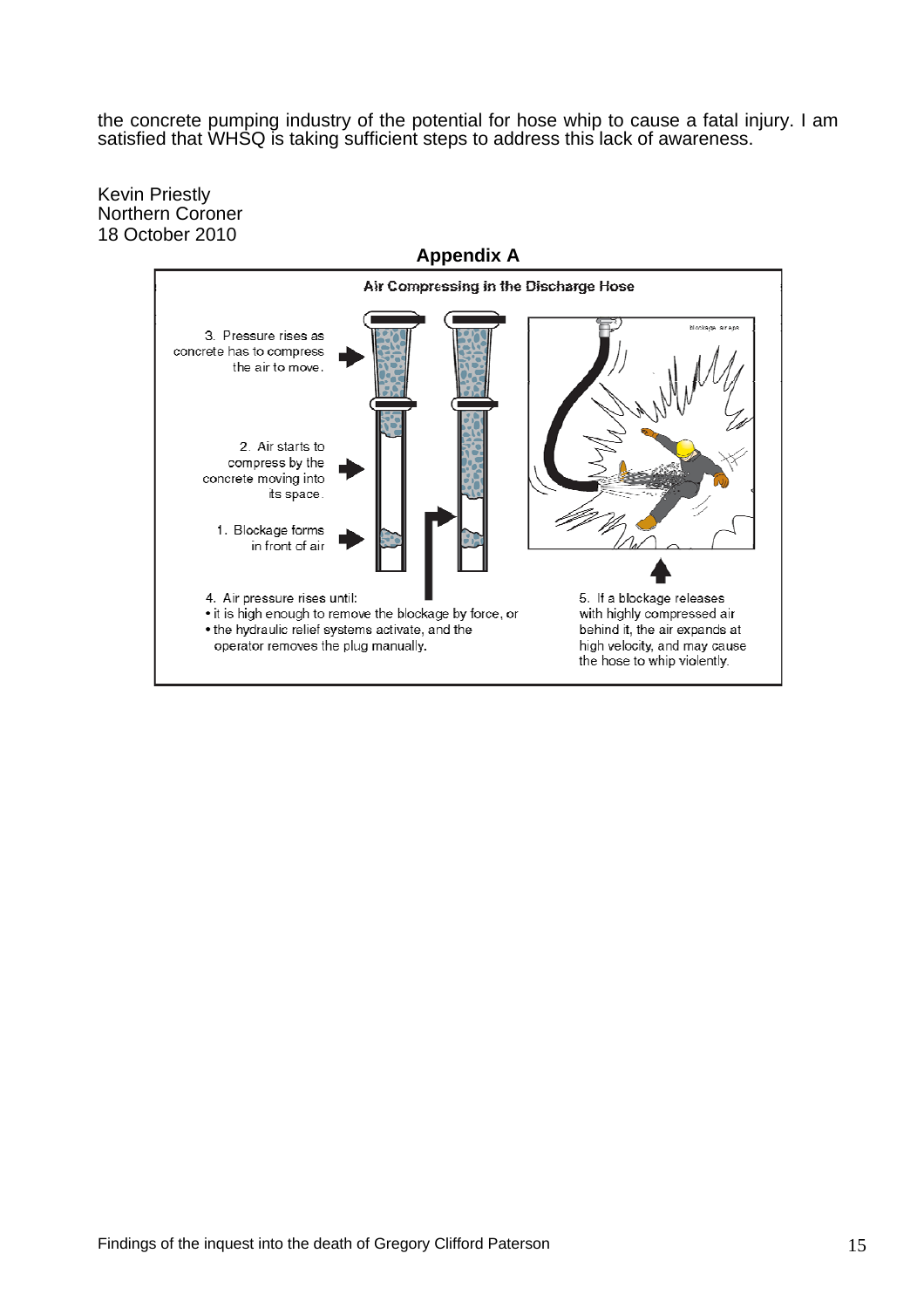the concrete pumping industry of the potential for hose whip to cause a fatal injury. I am satisfied that WHSQ is taking sufficient steps to address this lack of awareness.

Kevin Priestly
Northern Coroner
18 October 2010

## Appendix A

Air Compressing in the Discharge Hose

3. Pressure rises as concrete has to compress the air to move.

2. Air starts to compress by the concrete moving into its space.

1. Blockage forms in front of air

4. Air pressure rises until:
- it is high enough to remove the blockage by force, or
- the hydraulic relief systems activate, and the operator removes the plug manually.

5. If a blockage releases with highly compressed air behind it, the air expands at high velocity, and may cause the hose to whip violently.